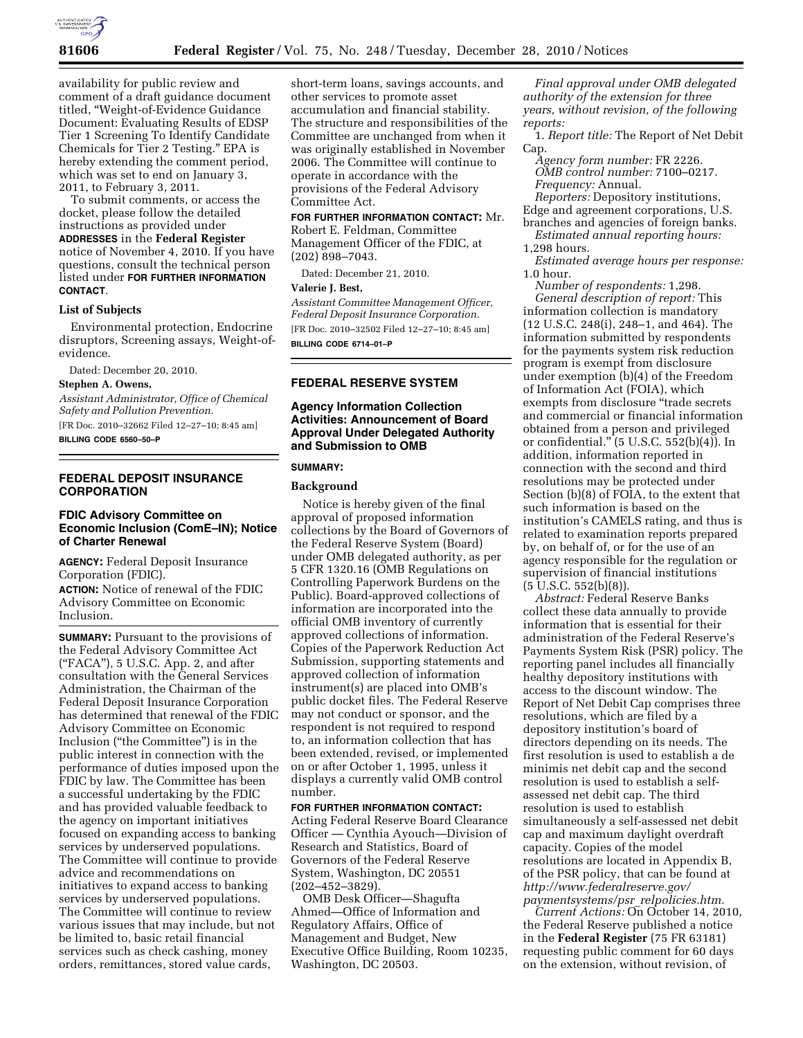availability for public review and comment of a draft guidance document titled, "Weight-of-Evidence Guidance Document: Evaluating Results of EDSP Tier 1 Screening To Identify Candidate Chemicals for Tier 2 Testing." EPA is hereby extending the comment period, which was set to end on January 3, 2011, to February 3, 2011.

To submit comments, or access the docket, please follow the detailed instructions as provided under **ADDRESSES** in the **Federal Register** notice of November 4, 2010. If you have questions, consult the technical person listed under **FOR FURTHER INFORMATION CONTACT**.

### List of Subjects

Environmental protection, Endocrine disruptors, Screening assays, Weight-of-evidence.

Dated: December 20, 2010.

**Stephen A. Owens,**

*Assistant Administrator, Office of Chemical Safety and Pollution Prevention.*

[FR Doc. 2010–32662 Filed 12–27–10; 8:45 am]

**BILLING CODE 6560–50–P**

## FEDERAL DEPOSIT INSURANCE CORPORATION

### FDIC Advisory Committee on Economic Inclusion (ComE–IN); Notice of Charter Renewal

**AGENCY:** Federal Deposit Insurance Corporation (FDIC).

**ACTION:** Notice of renewal of the FDIC Advisory Committee on Economic Inclusion.

**SUMMARY:** Pursuant to the provisions of the Federal Advisory Committee Act ("FACA"), 5 U.S.C. App. 2, and after consultation with the General Services Administration, the Chairman of the Federal Deposit Insurance Corporation has determined that renewal of the FDIC Advisory Committee on Economic Inclusion ("the Committee") is in the public interest in connection with the performance of duties imposed upon the FDIC by law. The Committee has been a successful undertaking by the FDIC and has provided valuable feedback to the agency on important initiatives focused on expanding access to banking services by underserved populations. The Committee will continue to provide advice and recommendations on initiatives to expand access to banking services by underserved populations. The Committee will continue to review various issues that may include, but not be limited to, basic retail financial services such as check cashing, money orders, remittances, stored value cards, short-term loans, savings accounts, and other services to promote asset accumulation and financial stability. The structure and responsibilities of the Committee are unchanged from when it was originally established in November 2006. The Committee will continue to operate in accordance with the provisions of the Federal Advisory Committee Act.

**FOR FURTHER INFORMATION CONTACT:** Mr. Robert E. Feldman, Committee Management Officer of the FDIC, at (202) 898–7043.

Dated: December 21, 2010.

**Valerie J. Best,**

*Assistant Committee Management Officer, Federal Deposit Insurance Corporation.*

[FR Doc. 2010–32502 Filed 12–27–10; 8:45 am]

**BILLING CODE 6714–01–P**

## FEDERAL RESERVE SYSTEM

### Agency Information Collection Activities: Announcement of Board Approval Under Delegated Authority and Submission to OMB

**SUMMARY:**

### Background

Notice is hereby given of the final approval of proposed information collections by the Board of Governors of the Federal Reserve System (Board) under OMB delegated authority, as per 5 CFR 1320.16 (OMB Regulations on Controlling Paperwork Burdens on the Public). Board-approved collections of information are incorporated into the official OMB inventory of currently approved collections of information. Copies of the Paperwork Reduction Act Submission, supporting statements and approved collection of information instrument(s) are placed into OMB's public docket files. The Federal Reserve may not conduct or sponsor, and the respondent is not required to respond to, an information collection that has been extended, revised, or implemented on or after October 1, 1995, unless it displays a currently valid OMB control number.

**FOR FURTHER INFORMATION CONTACT:** Acting Federal Reserve Board Clearance Officer — Cynthia Ayouch—Division of Research and Statistics, Board of Governors of the Federal Reserve System, Washington, DC 20551 (202–452–3829).

OMB Desk Officer—Shagufta Ahmed—Office of Information and Regulatory Affairs, Office of Management and Budget, New Executive Office Building, Room 10235, Washington, DC 20503.

*Final approval under OMB delegated authority of the extension for three years, without revision, of the following reports:*

1. *Report title:* The Report of Net Debit Cap.

*Agency form number:* FR 2226.

*OMB control number:* 7100–0217.

*Frequency:* Annual.

*Reporters:* Depository institutions, Edge and agreement corporations, U.S. branches and agencies of foreign banks.

*Estimated annual reporting hours:* 1,298 hours.

*Estimated average hours per response:* 1.0 hour.

*Number of respondents:* 1,298.

*General description of report:* This information collection is mandatory (12 U.S.C. 248(i), 248–1, and 464). The information submitted by respondents for the payments system risk reduction program is exempt from disclosure under exemption (b)(4) of the Freedom of Information Act (FOIA), which exempts from disclosure "trade secrets and commercial or financial information obtained from a person and privileged or confidential." (5 U.S.C. 552(b)(4)). In addition, information reported in connection with the second and third resolutions may be protected under Section (b)(8) of FOIA, to the extent that such information is based on the institution's CAMELS rating, and thus is related to examination reports prepared by, on behalf of, or for the use of an agency responsible for the regulation or supervision of financial institutions (5 U.S.C. 552(b)(8)).

*Abstract:* Federal Reserve Banks collect these data annually to provide information that is essential for their administration of the Federal Reserve's Payments System Risk (PSR) policy. The reporting panel includes all financially healthy depository institutions with access to the discount window. The Report of Net Debit Cap comprises three resolutions, which are filed by a depository institution's board of directors depending on its needs. The first resolution is used to establish a de minimis net debit cap and the second resolution is used to establish a self-assessed net debit cap. The third resolution is used to establish simultaneously a self-assessed net debit cap and maximum daylight overdraft capacity. Copies of the model resolutions are located in Appendix B, of the PSR policy, that can be found at *http://www.federalreserve.gov/paymentsystems/psr_relpolicies.htm.*

*Current Actions:* On October 14, 2010, the Federal Reserve published a notice in the **Federal Register** (75 FR 63181) requesting public comment for 60 days on the extension, without revision, of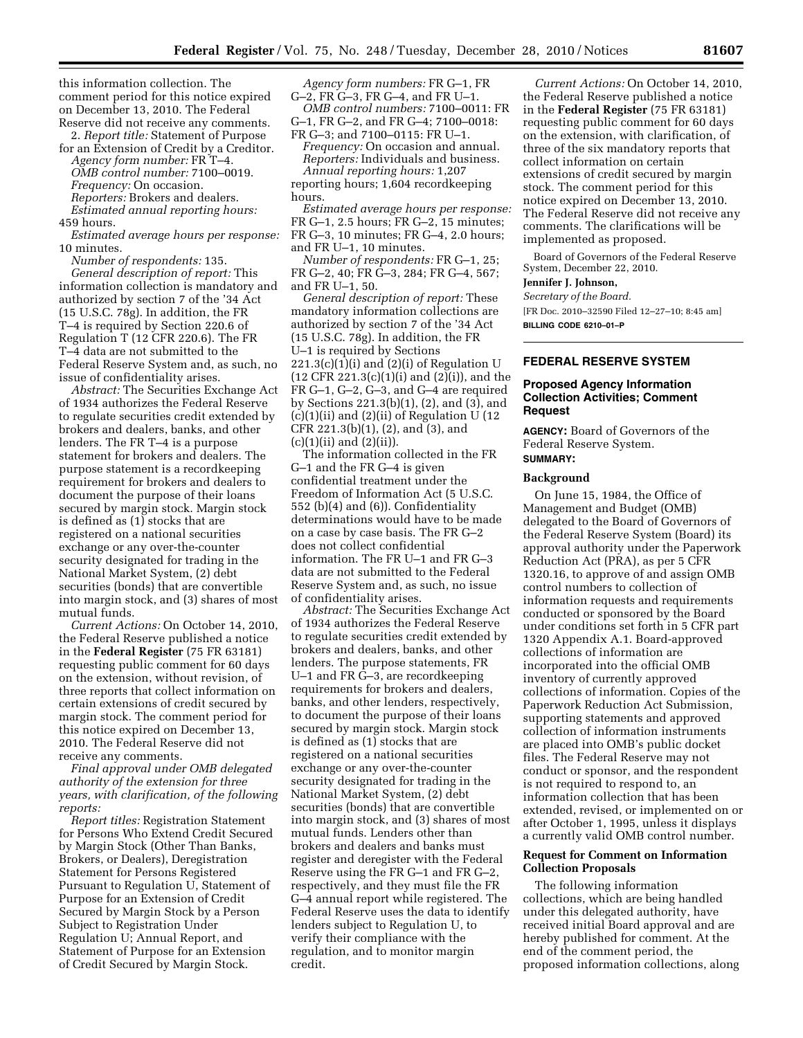this information collection. The comment period for this notice expired on December 13, 2010. The Federal Reserve did not receive any comments.

2. *Report title:* Statement of Purpose for an Extension of Credit by a Creditor.

*Agency form number:* FR T–4.

*OMB control number:* 7100–0019.

*Frequency:* On occasion.

*Reporters:* Brokers and dealers.

*Estimated annual reporting hours:* 459 hours.

*Estimated average hours per response:* 10 minutes.

*Number of respondents:* 135.

*General description of report:* This information collection is mandatory and authorized by section 7 of the '34 Act (15 U.S.C. 78g). In addition, the FR T–4 is required by Section 220.6 of Regulation T (12 CFR 220.6). The FR T–4 data are not submitted to the Federal Reserve System and, as such, no issue of confidentiality arises.

*Abstract:* The Securities Exchange Act of 1934 authorizes the Federal Reserve to regulate securities credit extended by brokers and dealers, banks, and other lenders. The FR T–4 is a purpose statement for brokers and dealers. The purpose statement is a recordkeeping requirement for brokers and dealers to document the purpose of their loans secured by margin stock. Margin stock is defined as (1) stocks that are registered on a national securities exchange or any over-the-counter security designated for trading in the National Market System, (2) debt securities (bonds) that are convertible into margin stock, and (3) shares of most mutual funds.

*Current Actions:* On October 14, 2010, the Federal Reserve published a notice in the **Federal Register** (75 FR 63181) requesting public comment for 60 days on the extension, without revision, of three reports that collect information on certain extensions of credit secured by margin stock. The comment period for this notice expired on December 13, 2010. The Federal Reserve did not receive any comments.

*Final approval under OMB delegated authority of the extension for three years, with clarification, of the following reports:*

*Report titles:* Registration Statement for Persons Who Extend Credit Secured by Margin Stock (Other Than Banks, Brokers, or Dealers), Deregistration Statement for Persons Registered Pursuant to Regulation U, Statement of Purpose for an Extension of Credit Secured by Margin Stock by a Person Subject to Registration Under Regulation U; Annual Report, and Statement of Purpose for an Extension of Credit Secured by Margin Stock.

*Agency form numbers:* FR G–1, FR G–2, FR G–3, FR G–4, and FR U–1.

*OMB control numbers:* 7100–0011: FR G–1, FR G–2, and FR G–4; 7100–0018: FR G–3; and 7100–0115: FR U–1.

*Frequency:* On occasion and annual.

*Reporters:* Individuals and business.

*Annual reporting hours:* 1,207 reporting hours; 1,604 recordkeeping hours.

*Estimated average hours per response:* FR G–1, 2.5 hours; FR G–2, 15 minutes; FR G–3, 10 minutes; FR G–4, 2.0 hours; and FR U–1, 10 minutes.

*Number of respondents:* FR G–1, 25; FR G–2, 40; FR G–3, 284; FR G–4, 567; and FR U–1, 50.

*General description of report:* These mandatory information collections are authorized by section 7 of the '34 Act (15 U.S.C. 78g). In addition, the FR U–1 is required by Sections 221.3(c)(1)(i) and (2)(i) of Regulation U (12 CFR 221.3(c)(1)(i) and (2)(i)), and the FR G–1, G–2, G–3, and G–4 are required by Sections 221.3(b)(1), (2), and (3), and (c)(1)(ii) and (2)(ii) of Regulation U (12 CFR 221.3(b)(1), (2), and (3), and (c)(1)(ii) and (2)(ii)).

The information collected in the FR G–1 and the FR G–4 is given confidential treatment under the Freedom of Information Act (5 U.S.C. 552 (b)(4) and (6)). Confidentiality determinations would have to be made on a case by case basis. The FR G–2 does not collect confidential information. The FR U–1 and FR G–3 data are not submitted to the Federal Reserve System and, as such, no issue of confidentiality arises.

*Abstract:* The Securities Exchange Act of 1934 authorizes the Federal Reserve to regulate securities credit extended by brokers and dealers, banks, and other lenders. The purpose statements, FR U–1 and FR G–3, are recordkeeping requirements for brokers and dealers, banks, and other lenders, respectively, to document the purpose of their loans secured by margin stock. Margin stock is defined as (1) stocks that are registered on a national securities exchange or any over-the-counter security designated for trading in the National Market System, (2) debt securities (bonds) that are convertible into margin stock, and (3) shares of most mutual funds. Lenders other than brokers and dealers and banks must register and deregister with the Federal Reserve using the FR G–1 and FR G–2, respectively, and they must file the FR G–4 annual report while registered. The Federal Reserve uses the data to identify lenders subject to Regulation U, to verify their compliance with the regulation, and to monitor margin credit.

*Current Actions:* On October 14, 2010, the Federal Reserve published a notice in the **Federal Register** (75 FR 63181) requesting public comment for 60 days on the extension, with clarification, of three of the six mandatory reports that collect information on certain extensions of credit secured by margin stock. The comment period for this notice expired on December 13, 2010. The Federal Reserve did not receive any comments. The clarifications will be implemented as proposed.

Board of Governors of the Federal Reserve System, December 22, 2010.

**Jennifer J. Johnson,**

*Secretary of the Board.*

[FR Doc. 2010–32590 Filed 12–27–10; 8:45 am]

**BILLING CODE 6210–01–P**

---

## FEDERAL RESERVE SYSTEM

### Proposed Agency Information Collection Activities; Comment Request

**AGENCY:** Board of Governors of the Federal Reserve System.

**SUMMARY:**

#### Background

On June 15, 1984, the Office of Management and Budget (OMB) delegated to the Board of Governors of the Federal Reserve System (Board) its approval authority under the Paperwork Reduction Act (PRA), as per 5 CFR 1320.16, to approve of and assign OMB control numbers to collection of information requests and requirements conducted or sponsored by the Board under conditions set forth in 5 CFR part 1320 Appendix A.1. Board-approved collections of information are incorporated into the official OMB inventory of currently approved collections of information. Copies of the Paperwork Reduction Act Submission, supporting statements and approved collection of information instruments are placed into OMB's public docket files. The Federal Reserve may not conduct or sponsor, and the respondent is not required to respond to, an information collection that has been extended, revised, or implemented on or after October 1, 1995, unless it displays a currently valid OMB control number.

#### Request for Comment on Information Collection Proposals

The following information collections, which are being handled under this delegated authority, have received initial Board approval and are hereby published for comment. At the end of the comment period, the proposed information collections, along